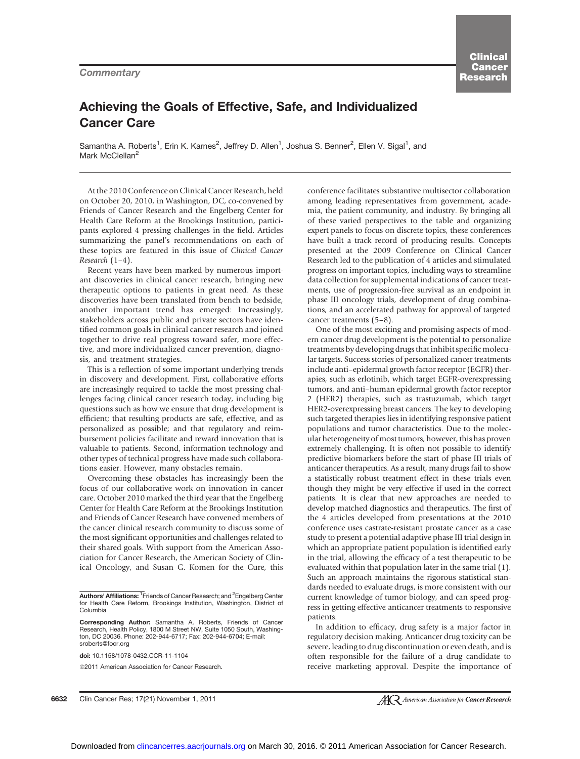*Commentary*

# Achieving the Goals of Effective, Safe, and Individualized Cancer Care

Samantha A. Roberts[1], Erin K. Karnes[2], Jeffrey D. Allen[1], Joshua S. Benner[2], Ellen V. Sigal[1], and Mark McClellan[2]

At the 2010 Conference on Clinical Cancer Research, held on October 20, 2010, in Washington, DC, co-convened by Friends of Cancer Research and the Engelberg Center for Health Care Reform at the Brookings Institution, participants explored 4 pressing challenges in the field. Articles summarizing the panel's recommendations on each of these topics are featured in this issue of *Clinical Cancer Research* (1–4).

Recent years have been marked by numerous important discoveries in clinical cancer research, bringing new therapeutic options to patients in great need. As these discoveries have been translated from bench to bedside, another important trend has emerged: Increasingly, stakeholders across public and private sectors have identified common goals in clinical cancer research and joined together to drive real progress toward safer, more effective, and more individualized cancer prevention, diagnosis, and treatment strategies.

This is a reflection of some important underlying trends in discovery and development. First, collaborative efforts are increasingly required to tackle the most pressing challenges facing clinical cancer research today, including big questions such as how we ensure that drug development is efficient; that resulting products are safe, effective, and as personalized as possible; and that regulatory and reimbursement policies facilitate and reward innovation that is valuable to patients. Second, information technology and other types of technical progress have made such collaborations easier. However, many obstacles remain.

Overcoming these obstacles has increasingly been the focus of our collaborative work on innovation in cancer care. October 2010 marked the third year that the Engelberg Center for Health Care Reform at the Brookings Institution and Friends of Cancer Research have convened members of the cancer clinical research community to discuss some of the most significant opportunities and challenges related to their shared goals. With support from the American Association for Cancer Research, the American Society of Clinical Oncology, and Susan G. Komen for the Cure, this conference facilitates substantive multisector collaboration among leading representatives from government, academia, the patient community, and industry. By bringing all of these varied perspectives to the table and organizing expert panels to focus on discrete topics, these conferences have built a track record of producing results. Concepts presented at the 2009 Conference on Clinical Cancer Research led to the publication of 4 articles and stimulated progress on important topics, including ways to streamline data collection for supplemental indications of cancer treatments, use of progression-free survival as an endpoint in phase III oncology trials, development of drug combinations, and an accelerated pathway for approval of targeted cancer treatments (5–8).

One of the most exciting and promising aspects of modern cancer drug development is the potential to personalize treatments by developing drugs that inhibit specific molecular targets. Success stories of personalized cancer treatments include anti–epidermal growth factor receptor (EGFR) therapies, such as erlotinib, which target EGFR-overexpressing tumors, and anti–human epidermal growth factor receptor 2 (HER2) therapies, such as trastuzumab, which target HER2-overexpressing breast cancers. The key to developing such targeted therapies lies in identifying responsive patient populations and tumor characteristics. Due to the molecular heterogeneity of most tumors, however, this has proven extremely challenging. It is often not possible to identify predictive biomarkers before the start of phase III trials of anticancer therapeutics. As a result, many drugs fail to show a statistically robust treatment effect in these trials even though they might be very effective if used in the correct patients. It is clear that new approaches are needed to develop matched diagnostics and therapeutics. The first of the 4 articles developed from presentations at the 2010 conference uses castrate-resistant prostate cancer as a case study to present a potential adaptive phase III trial design in which an appropriate patient population is identified early in the trial, allowing the efficacy of a test therapeutic to be evaluated within that population later in the same trial (1). Such an approach maintains the rigorous statistical standards needed to evaluate drugs, is more consistent with our current knowledge of tumor biology, and can speed progress in getting effective anticancer treatments to responsive patients.

In addition to efficacy, drug safety is a major factor in regulatory decision making. Anticancer drug toxicity can be severe, leading to drug discontinuation or even death, and is often responsible for the failure of a drug candidate to receive marketing approval. Despite the importance of

**Authors' Affiliations:** [1]Friends of Cancer Research; and [2]Engelberg Center for Health Care Reform, Brookings Institution, Washington, District of Columbia

**Corresponding Author:** Samantha A. Roberts, Friends of Cancer Research, Health Policy, 1800 M Street NW, Suite 1050 South, Washington, DC 20036. Phone: 202-944-6717; Fax: 202-944-6704; E-mail: sroberts@focr.org

**doi:** 10.1158/1078-0432.CCR-11-1104

©2011 American Association for Cancer Research.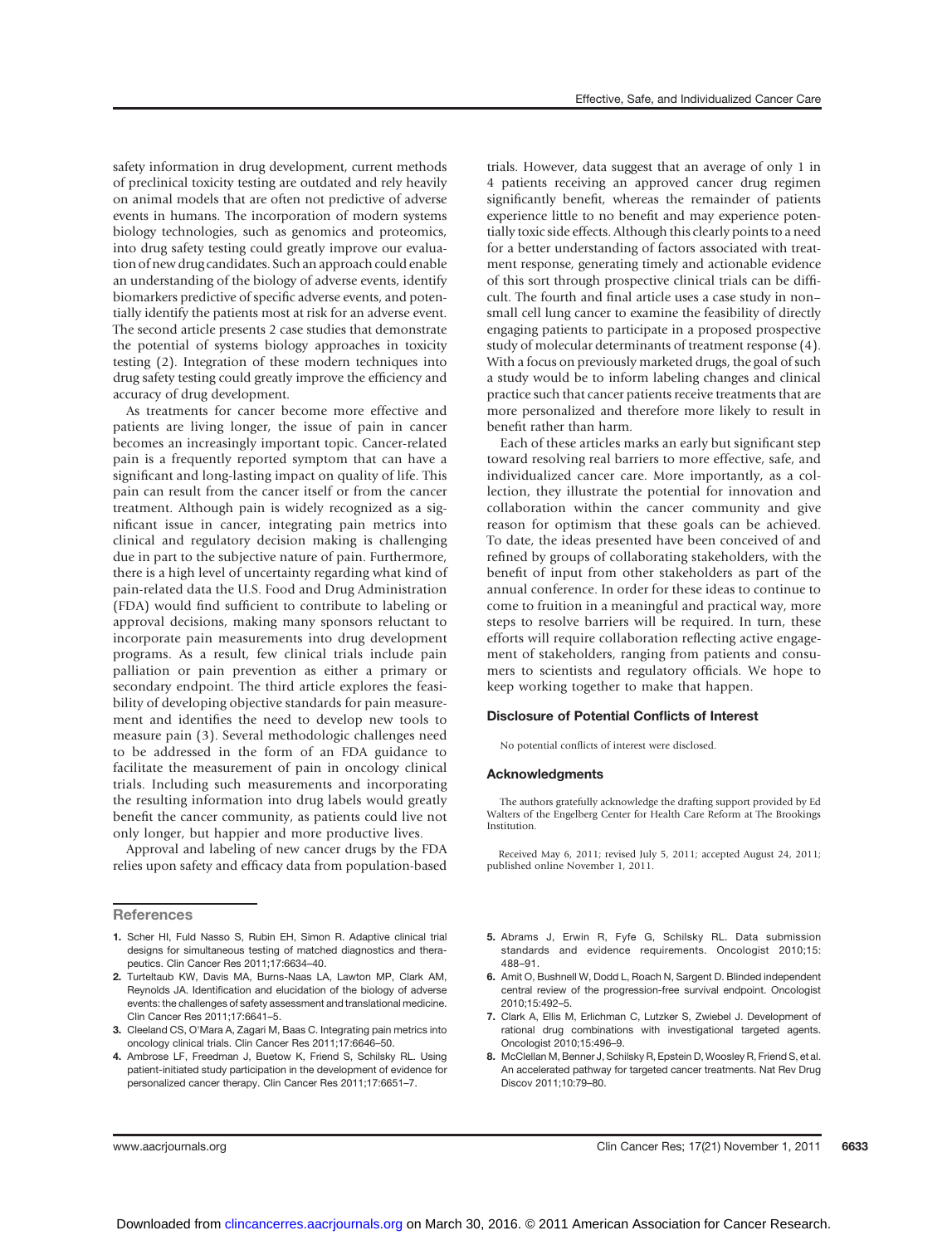safety information in drug development, current methods of preclinical toxicity testing are outdated and rely heavily on animal models that are often not predictive of adverse events in humans. The incorporation of modern systems biology technologies, such as genomics and proteomics, into drug safety testing could greatly improve our evaluation of new drug candidates. Such an approach could enable an understanding of the biology of adverse events, identify biomarkers predictive of specific adverse events, and potentially identify the patients most at risk for an adverse event. The second article presents 2 case studies that demonstrate the potential of systems biology approaches in toxicity testing (2). Integration of these modern techniques into drug safety testing could greatly improve the efficiency and accuracy of drug development.

As treatments for cancer become more effective and patients are living longer, the issue of pain in cancer becomes an increasingly important topic. Cancer-related pain is a frequently reported symptom that can have a significant and long-lasting impact on quality of life. This pain can result from the cancer itself or from the cancer treatment. Although pain is widely recognized as a significant issue in cancer, integrating pain metrics into clinical and regulatory decision making is challenging due in part to the subjective nature of pain. Furthermore, there is a high level of uncertainty regarding what kind of pain-related data the U.S. Food and Drug Administration (FDA) would find sufficient to contribute to labeling or approval decisions, making many sponsors reluctant to incorporate pain measurements into drug development programs. As a result, few clinical trials include pain palliation or pain prevention as either a primary or secondary endpoint. The third article explores the feasibility of developing objective standards for pain measurement and identifies the need to develop new tools to measure pain (3). Several methodologic challenges need to be addressed in the form of an FDA guidance to facilitate the measurement of pain in oncology clinical trials. Including such measurements and incorporating the resulting information into drug labels would greatly benefit the cancer community, as patients could live not only longer, but happier and more productive lives.

Approval and labeling of new cancer drugs by the FDA relies upon safety and efficacy data from population-based trials. However, data suggest that an average of only 1 in 4 patients receiving an approved cancer drug regimen significantly benefit, whereas the remainder of patients experience little to no benefit and may experience potentially toxic side effects. Although this clearly points to a need for a better understanding of factors associated with treatment response, generating timely and actionable evidence of this sort through prospective clinical trials can be difficult. The fourth and final article uses a case study in non–small cell lung cancer to examine the feasibility of directly engaging patients to participate in a proposed prospective study of molecular determinants of treatment response (4). With a focus on previously marketed drugs, the goal of such a study would be to inform labeling changes and clinical practice such that cancer patients receive treatments that are more personalized and therefore more likely to result in benefit rather than harm.

Each of these articles marks an early but significant step toward resolving real barriers to more effective, safe, and individualized cancer care. More importantly, as a collection, they illustrate the potential for innovation and collaboration within the cancer community and give reason for optimism that these goals can be achieved. To date, the ideas presented have been conceived of and refined by groups of collaborating stakeholders, with the benefit of input from other stakeholders as part of the annual conference. In order for these ideas to continue to come to fruition in a meaningful and practical way, more steps to resolve barriers will be required. In turn, these efforts will require collaboration reflecting active engagement of stakeholders, ranging from patients and consumers to scientists and regulatory officials. We hope to keep working together to make that happen.

## Disclosure of Potential Conflicts of Interest

No potential conflicts of interest were disclosed.

## Acknowledgments

The authors gratefully acknowledge the drafting support provided by Ed Walters of the Engelberg Center for Health Care Reform at The Brookings Institution.

Received May 6, 2011; revised July 5, 2011; accepted August 24, 2011; published online November 1, 2011.

## References

1. Scher HI, Fuld Nasso S, Rubin EH, Simon R. Adaptive clinical trial designs for simultaneous testing of matched diagnostics and therapeutics. Clin Cancer Res 2011;17:6634–40.
2. Turteltaub KW, Davis MA, Burns-Naas LA, Lawton MP, Clark AM, Reynolds JA. Identification and elucidation of the biology of adverse events: the challenges of safety assessment and translational medicine. Clin Cancer Res 2011;17:6641–5.
3. Cleeland CS, O'Mara A, Zagari M, Baas C. Integrating pain metrics into oncology clinical trials. Clin Cancer Res 2011;17:6646–50.
4. Ambrose LF, Freedman J, Buetow K, Friend S, Schilsky RL. Using patient-initiated study participation in the development of evidence for personalized cancer therapy. Clin Cancer Res 2011;17:6651–7.
5. Abrams J, Erwin R, Fyfe G, Schilsky RL. Data submission standards and evidence requirements. Oncologist 2010;15:488–91.
6. Amit O, Bushnell W, Dodd L, Roach N, Sargent D. Blinded independent central review of the progression-free survival endpoint. Oncologist 2010;15:492–5.
7. Clark A, Ellis M, Erlichman C, Lutzker S, Zwiebel J. Development of rational drug combinations with investigational targeted agents. Oncologist 2010;15:496–9.
8. McClellan M, Benner J, Schilsky R, Epstein D, Woosley R, Friend S, et al. An accelerated pathway for targeted cancer treatments. Nat Rev Drug Discov 2011;10:79–80.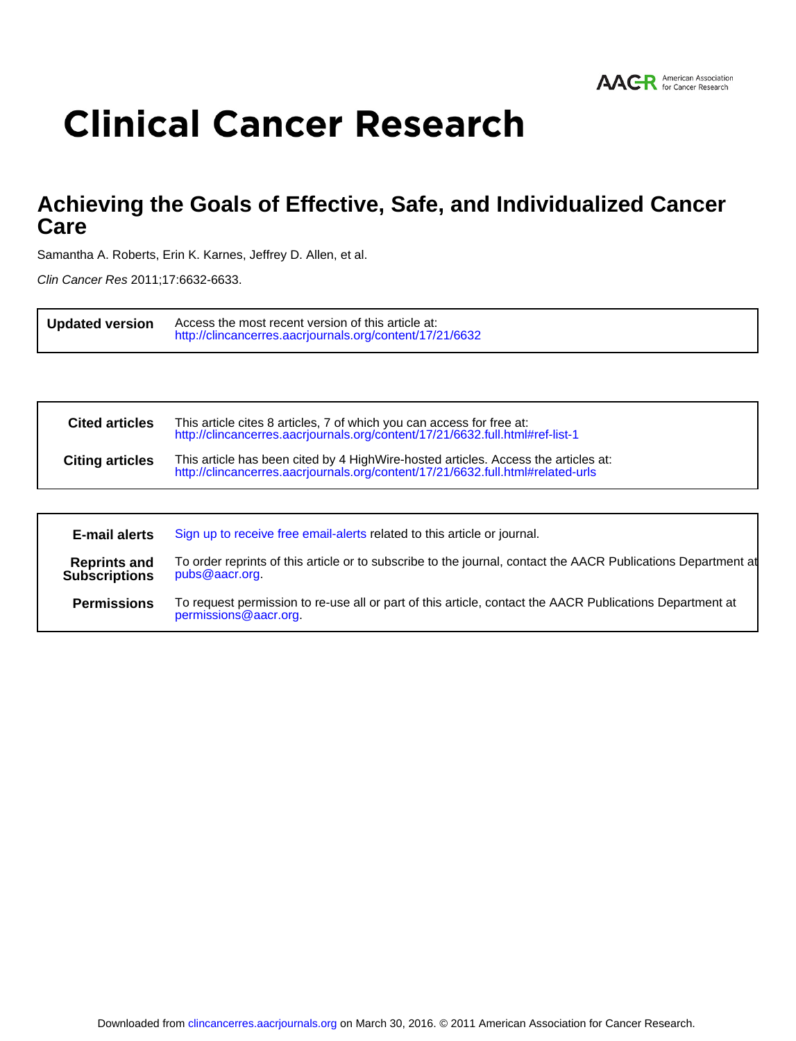# Clinical Cancer Research

## Achieving the Goals of Effective, Safe, and Individualized Cancer Care

Samantha A. Roberts, Erin K. Karnes, Jeffrey D. Allen, et al.

*Clin Cancer Res* 2011;17:6632-6633.

| | |
|---|---|
| **Updated version** | Access the most recent version of this article at: http://clincancerres.aacrjournals.org/content/17/21/6632 |

| | |
|---|---|
| **Cited articles** | This article cites 8 articles, 7 of which you can access for free at: http://clincancerres.aacrjournals.org/content/17/21/6632.full.html#ref-list-1 |
| **Citing articles** | This article has been cited by 4 HighWire-hosted articles. Access the articles at: http://clincancerres.aacrjournals.org/content/17/21/6632.full.html#related-urls |

| | |
|---|---|
| **E-mail alerts** | Sign up to receive free email-alerts related to this article or journal. |
| **Reprints and Subscriptions** | To order reprints of this article or to subscribe to the journal, contact the AACR Publications Department at pubs@aacr.org. |
| **Permissions** | To request permission to re-use all or part of this article, contact the AACR Publications Department at permissions@aacr.org. |

Downloaded from clincancerres.aacrjournals.org on March 30, 2016. © 2011 American Association for Cancer Research.